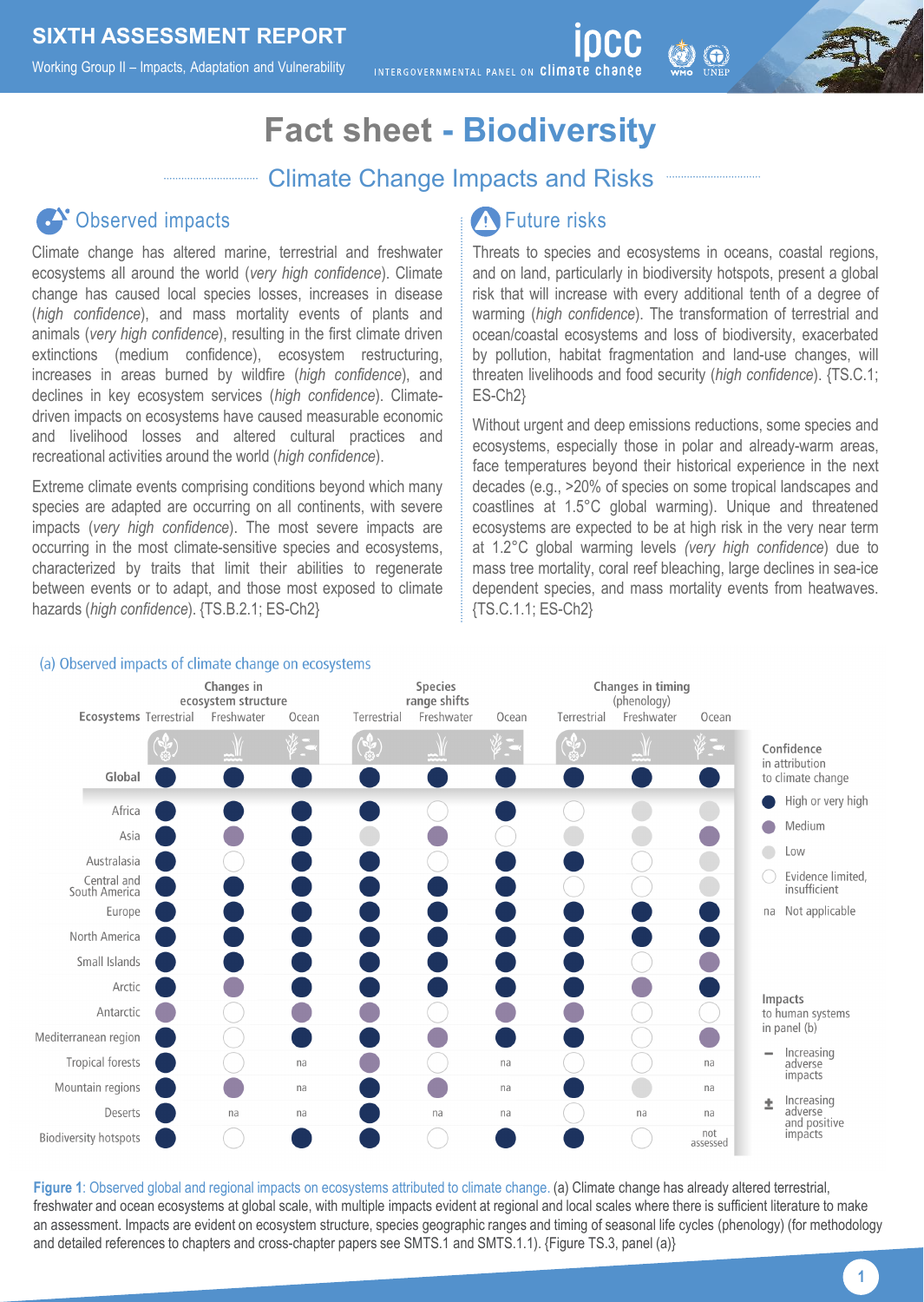# Fact sheet - Biodiversity

## Climate Change Impacts and Risks

### Observed impacts

Climate change has altered marine, terrestrial and freshwater ecosystems all around the world (*very high confidence*). Climate change has caused local species losses, increases in disease (*high confidence*), and mass mortality events of plants and animals (*very high confidence*), resulting in the first climate driven extinctions (medium confidence), ecosystem restructuring, increases in areas burned by wildfire (*high confidence*), and declines in key ecosystem services (*high confidence*). Climate-driven impacts on ecosystems have caused measurable economic and livelihood losses and altered cultural practices and recreational activities around the world (*high confidence*).

Extreme climate events comprising conditions beyond which many species are adapted are occurring on all continents, with severe impacts (*very high confidence*). The most severe impacts are occurring in the most climate-sensitive species and ecosystems, characterized by traits that limit their abilities to regenerate between events or to adapt, and those most exposed to climate hazards (*high confidence*). {TS.B.2.1; ES-Ch2}

### Future risks

Threats to species and ecosystems in oceans, coastal regions, and on land, particularly in biodiversity hotspots, present a global risk that will increase with every additional tenth of a degree of warming (*high confidence*). The transformation of terrestrial and ocean/coastal ecosystems and loss of biodiversity, exacerbated by pollution, habitat fragmentation and land-use changes, will threaten livelihoods and food security (*high confidence*). {TS.C.1; ES-Ch2}

Without urgent and deep emissions reductions, some species and ecosystems, especially those in polar and already-warm areas, face temperatures beyond their historical experience in the next decades (e.g., >20% of species on some tropical landscapes and coastlines at 1.5°C global warming). Unique and threatened ecosystems are expected to be at high risk in the very near term at 1.2°C global warming levels (*very high confidence*) due to mass tree mortality, coral reef bleaching, large declines in sea-ice dependent species, and mass mortality events from heatwaves. {TS.C.1.1; ES-Ch2}

(a) Observed impacts of climate change on ecosystems

| Ecosystems | Changes in ecosystem structure | | | Species range shifts | | | Changes in timing (phenology) | | |
|---|---|---|---|---|---|---|---|---|---|
| | Terrestrial | Freshwater | Ocean | Terrestrial | Freshwater | Ocean | Terrestrial | Freshwater | Ocean |
| Global | High | High | High | High | High | High | High | High | High |
| Africa | High | High | High | High | Limited | High | Limited | Low | Low |
| Asia | High | Medium | High | Low | Medium | Limited | Low | Low | Medium |
| Australasia | High | Limited | High | High | Limited | High | High | Limited | Low |
| Central and South America | High | High | High | High | High | High | Limited | Limited | Low |
| Europe | High | High | High | High | High | High | High | High | High |
| North America | High | High | High | High | High | High | High | High | High |
| Small Islands | High | High | High | High | High | High | High | Limited | Medium |
| Arctic | High | Medium | High | High | High | High | High | Medium | High |
| Antarctic | Medium | Limited | Medium | Medium | Limited | Medium | Medium | Limited | Limited |
| Mediterranean region | High | Limited | High | High | Medium | High | High | Limited | Medium |
| Tropical forests | High | Limited | na | Medium | Limited | na | Limited | Limited | na |
| Mountain regions | High | Medium | na | High | Medium | na | High | Low | na |
| Deserts | High | na | na | High | na | na | Limited | na | na |
| Biodiversity hotspots | High | Limited | High | High | Limited | High | High | Limited | not assessed |

Confidence in attribution to climate change: High or very high; Medium; Low; Evidence limited, insufficient; na Not applicable

Impacts to human systems in panel (b): − Increasing adverse impacts; ± Increasing adverse and positive impacts

**Figure 1**: Observed global and regional impacts on ecosystems attributed to climate change. (a) Climate change has already altered terrestrial, freshwater and ocean ecosystems at global scale, with multiple impacts evident at regional and local scales where there is sufficient literature to make an assessment. Impacts are evident on ecosystem structure, species geographic ranges and timing of seasonal life cycles (phenology) (for methodology and detailed references to chapters and cross-chapter papers see SMTS.1 and SMTS.1.1). {Figure TS.3, panel (a)}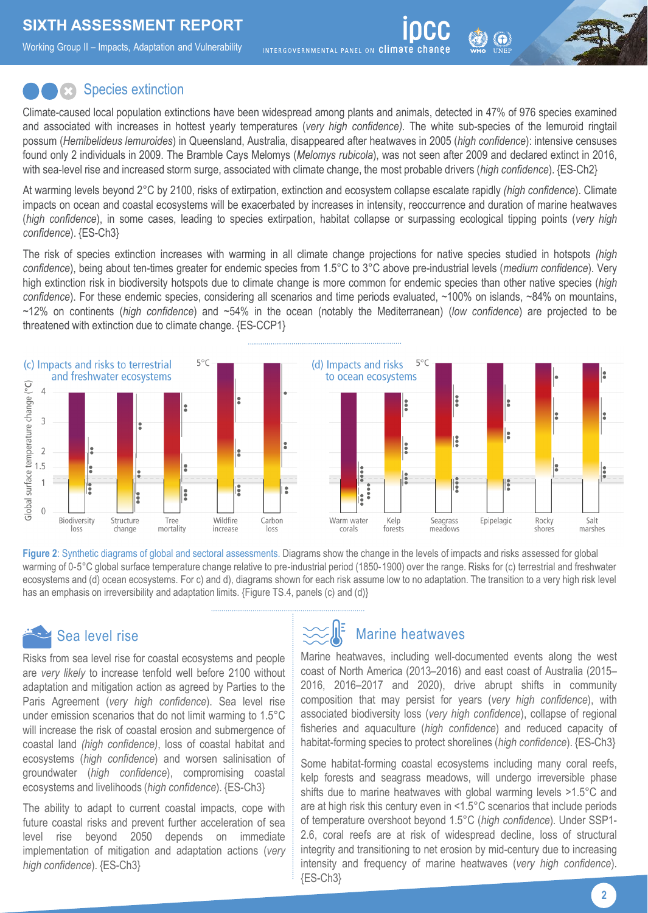## Species extinction

Climate-caused local population extinctions have been widespread among plants and animals, detected in 47% of 976 species examined and associated with increases in hottest yearly temperatures (*very high confidence*). The white sub-species of the lemuroid ringtail possum (*Hemibelideus lemuroides*) in Queensland, Australia, disappeared after heatwaves in 2005 (*high confidence*): intensive censuses found only 2 individuals in 2009. The Bramble Cays Melomys (*Melomys rubicola*), was not seen after 2009 and declared extinct in 2016, with sea-level rise and increased storm surge, associated with climate change, the most probable drivers (*high confidence*). {ES-Ch2}

At warming levels beyond 2°C by 2100, risks of extirpation, extinction and ecosystem collapse escalate rapidly (*high confidence*). Climate impacts on ocean and coastal ecosystems will be exacerbated by increases in intensity, reoccurrence and duration of marine heatwaves (*high confidence*), in some cases, leading to species extirpation, habitat collapse or surpassing ecological tipping points (*very high confidence*). {ES-Ch3}

The risk of species extinction increases with warming in all climate change projections for native species studied in hotspots (*high confidence*), being about ten-times greater for endemic species from 1.5°C to 3°C above pre-industrial levels (*medium confidence*). Very high extinction risk in biodiversity hotspots due to climate change is more common for endemic species than other native species (*high confidence*). For these endemic species, considering all scenarios and time periods evaluated, ~100% on islands, ~84% on mountains, ~12% on continents (*high confidence*) and ~54% in the ocean (notably the Mediterranean) (*low confidence*) are projected to be threatened with extinction due to climate change. {ES-CCP1}

**Figure 2**: Synthetic diagrams of global and sectoral assessments. Diagrams show the change in the levels of impacts and risks assessed for global warming of 0-5°C global surface temperature change relative to pre-industrial period (1850-1900) over the range. Risks for (c) terrestrial and freshwater ecosystems and (d) ocean ecosystems. For c) and d), diagrams shown for each risk assume low to no adaptation. The transition to a very high risk level has an emphasis on irreversibility and adaptation limits. {Figure TS.4, panels (c) and (d)}

## Sea level rise

Risks from sea level rise for coastal ecosystems and people are *very likely* to increase tenfold well before 2100 without adaptation and mitigation action as agreed by Parties to the Paris Agreement (*very high confidence*). Sea level rise under emission scenarios that do not limit warming to 1.5°C will increase the risk of coastal erosion and submergence of coastal land (*high confidence*), loss of coastal habitat and ecosystems (*high confidence*) and worsen salinisation of groundwater (*high confidence*), compromising coastal ecosystems and livelihoods (*high confidence*). {ES-Ch3}

The ability to adapt to current coastal impacts, cope with future coastal risks and prevent further acceleration of sea level rise beyond 2050 depends on immediate implementation of mitigation and adaptation actions (*very high confidence*). {ES-Ch3}

## Marine heatwaves

Marine heatwaves, including well-documented events along the west coast of North America (2013–2016) and east coast of Australia (2015–2016, 2016–2017 and 2020), drive abrupt shifts in community composition that may persist for years (*very high confidence*), with associated biodiversity loss (*very high confidence*), collapse of regional fisheries and aquaculture (*high confidence*) and reduced capacity of habitat-forming species to protect shorelines (*high confidence*). {ES-Ch3}

Some habitat-forming coastal ecosystems including many coral reefs, kelp forests and seagrass meadows, will undergo irreversible phase shifts due to marine heatwaves with global warming levels >1.5°C and are at high risk this century even in <1.5°C scenarios that include periods of temperature overshoot beyond 1.5°C (*high confidence*). Under SSP1-2.6, coral reefs are at risk of widespread decline, loss of structural integrity and transitioning to net erosion by mid-century due to increasing intensity and frequency of marine heatwaves (*very high confidence*). {ES-Ch3}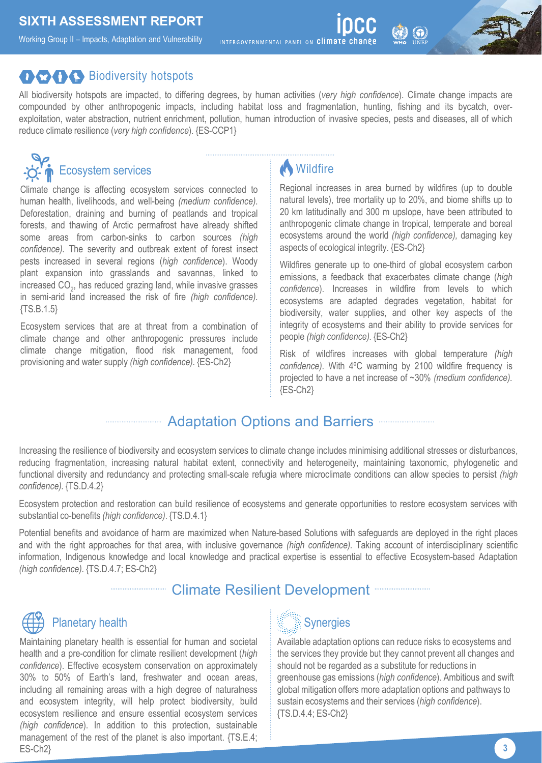## Biodiversity hotspots

All biodiversity hotspots are impacted, to differing degrees, by human activities (*very high confidence*). Climate change impacts are compounded by other anthropogenic impacts, including habitat loss and fragmentation, hunting, fishing and its bycatch, over-exploitation, water abstraction, nutrient enrichment, pollution, human introduction of invasive species, pests and diseases, all of which reduce climate resilience (*very high confidence*). {ES-CCP1}

## Ecosystem services

Climate change is affecting ecosystem services connected to human health, livelihoods, and well-being *(medium confidence)*. Deforestation, draining and burning of peatlands and tropical forests, and thawing of Arctic permafrost have already shifted some areas from carbon-sinks to carbon sources *(high confidence)*. The severity and outbreak extent of forest insect pests increased in several regions (*high confidence*). Woody plant expansion into grasslands and savannas, linked to increased $CO_2$, has reduced grazing land, while invasive grasses in semi-arid land increased the risk of fire *(high confidence)*. {TS.B.1.5}

Ecosystem services that are at threat from a combination of climate change and other anthropogenic pressures include climate change mitigation, flood risk management, food provisioning and water supply *(high confidence)*. {ES-Ch2}

## Wildfire

Regional increases in area burned by wildfires (up to double natural levels), tree mortality up to 20%, and biome shifts up to 20 km latitudinally and 300 m upslope, have been attributed to anthropogenic climate change in tropical, temperate and boreal ecosystems around the world *(high confidence)*, damaging key aspects of ecological integrity. {ES-Ch2}

Wildfires generate up to one-third of global ecosystem carbon emissions, a feedback that exacerbates climate change (*high confidence*). Increases in wildfire from levels to which ecosystems are adapted degrades vegetation, habitat for biodiversity, water supplies, and other key aspects of the integrity of ecosystems and their ability to provide services for people *(high confidence)*. {ES-Ch2}

Risk of wildfires increases with global temperature *(high confidence)*. With 4ºC warming by 2100 wildfire frequency is projected to have a net increase of ~30% *(medium confidence)*. {ES-Ch2}

# Adaptation Options and Barriers

Increasing the resilience of biodiversity and ecosystem services to climate change includes minimising additional stresses or disturbances, reducing fragmentation, increasing natural habitat extent, connectivity and heterogeneity, maintaining taxonomic, phylogenetic and functional diversity and redundancy and protecting small-scale refugia where microclimate conditions can allow species to persist *(high confidence)*. {TS.D.4.2}

Ecosystem protection and restoration can build resilience of ecosystems and generate opportunities to restore ecosystem services with substantial co-benefits *(high confidence)*. {TS.D.4.1}

Potential benefits and avoidance of harm are maximized when Nature-based Solutions with safeguards are deployed in the right places and with the right approaches for that area, with inclusive governance *(high confidence)*. Taking account of interdisciplinary scientific information, Indigenous knowledge and local knowledge and practical expertise is essential to effective Ecosystem-based Adaptation *(high confidence)*. {TS.D.4.7; ES-Ch2}

# Climate Resilient Development

## Planetary health

Maintaining planetary health is essential for human and societal health and a pre-condition for climate resilient development (*high confidence*). Effective ecosystem conservation on approximately 30% to 50% of Earth's land, freshwater and ocean areas, including all remaining areas with a high degree of naturalness and ecosystem integrity, will help protect biodiversity, build ecosystem resilience and ensure essential ecosystem services *(high confidence)*. In addition to this protection, sustainable management of the rest of the planet is also important. {TS.E.4; ES-Ch2}

## Synergies

Available adaptation options can reduce risks to ecosystems and the services they provide but they cannot prevent all changes and should not be regarded as a substitute for reductions in greenhouse gas emissions (*high confidence*). Ambitious and swift global mitigation offers more adaptation options and pathways to sustain ecosystems and their services (*high confidence*). {TS.D.4.4; ES-Ch2}